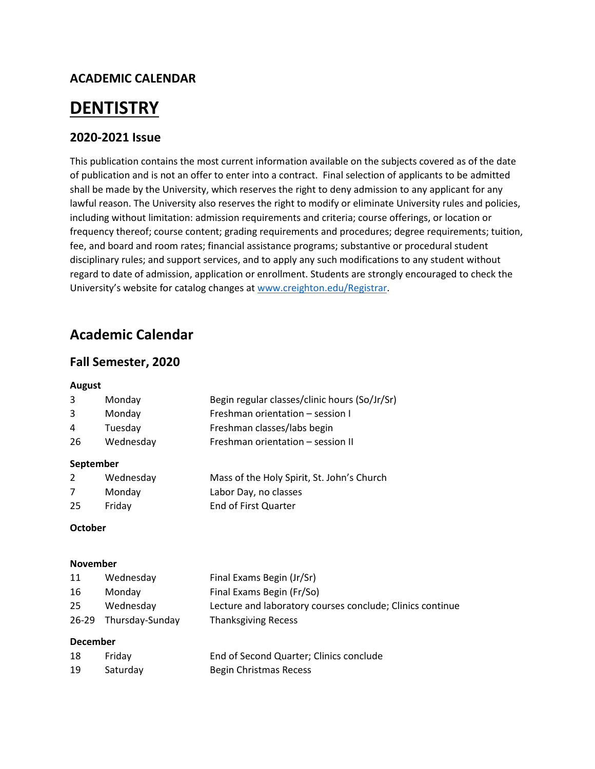## ACADEMIC CALENDAR

# DENTISTRY

### 2020-2021 Issue

This publication contains the most current information available on the subjects covered as of the date of publication and is not an offer to enter into a contract. Final selection of applicants to be admitted shall be made by the University, which reserves the right to deny admission to any applicant for any lawful reason. The University also reserves the right to modify or eliminate University rules and policies, including without limitation: admission requirements and criteria; course offerings, or location or frequency thereof; course content; grading requirements and procedures; degree requirements; tuition, fee, and board and room rates; financial assistance programs; substantive or procedural student disciplinary rules; and support services, and to apply any such modifications to any student without regard to date of admission, application or enrollment. Students are strongly encouraged to check the University's website for catalog changes at [www.creighton.edu/Registrar](http://www.creighton.edu/Registrar).

## Academic Calendar

### Fall Semester, 2020

**August**

| | | |
|---|---|---|
| 3 | Monday | Begin regular classes/clinic hours (So/Jr/Sr) |
| 3 | Monday | Freshman orientation – session I |
| 4 | Tuesday | Freshman classes/labs begin |
| 26 | Wednesday | Freshman orientation – session II |

**September**

| | | |
|---|---|---|
| 2 | Wednesday | Mass of the Holy Spirit, St. John's Church |
| 7 | Monday | Labor Day, no classes |
| 25 | Friday | End of First Quarter |

**October**

**November**

| | | |
|---|---|---|
| 11 | Wednesday | Final Exams Begin (Jr/Sr) |
| 16 | Monday | Final Exams Begin (Fr/So) |
| 25 | Wednesday | Lecture and laboratory courses conclude; Clinics continue |
| 26-29 | Thursday-Sunday | Thanksgiving Recess |

**December**

| | | |
|---|---|---|
| 18 | Friday | End of Second Quarter; Clinics conclude |
| 19 | Saturday | Begin Christmas Recess |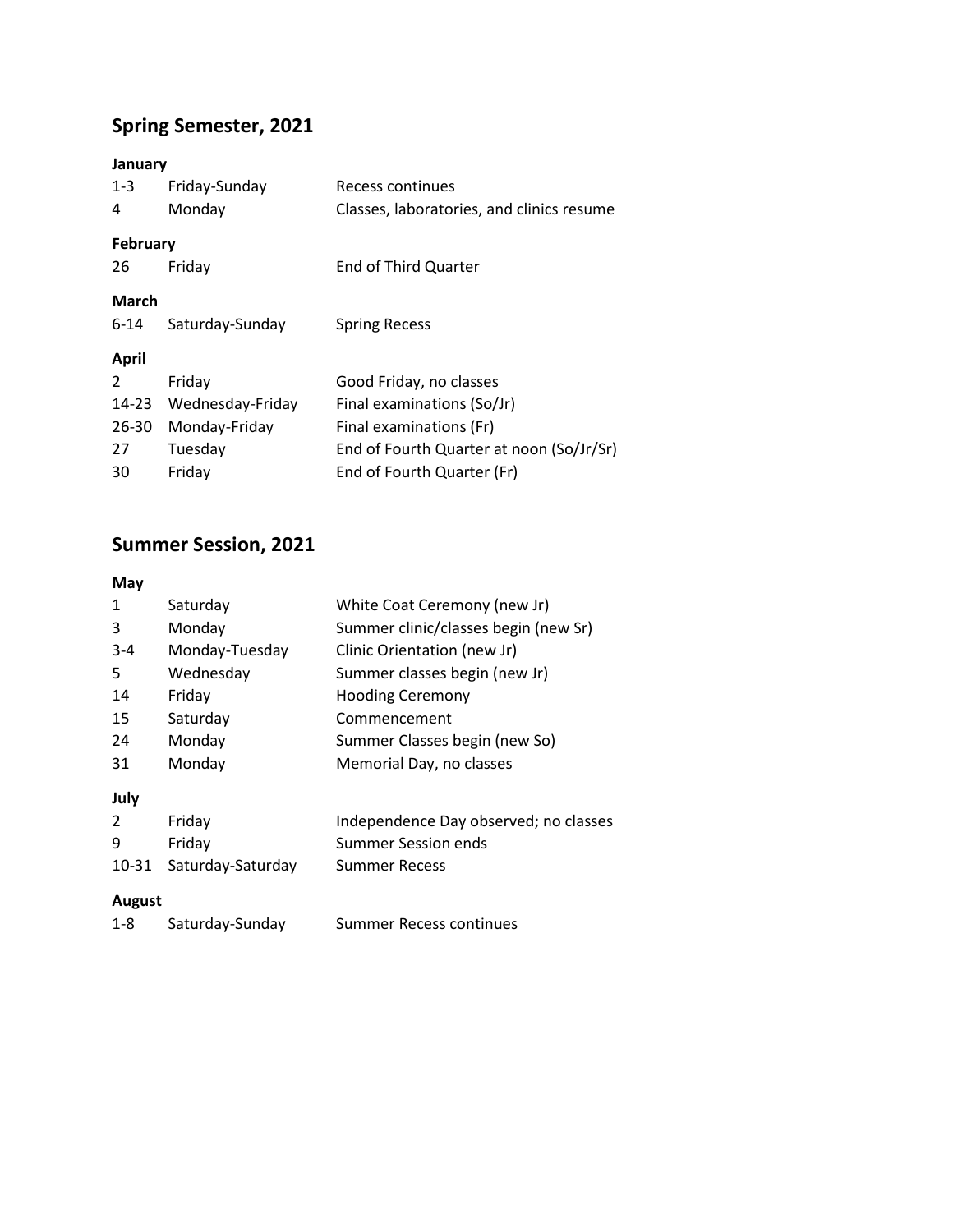## Spring Semester, 2021

### January

| | | |
|---|---|---|
| 1-3 | Friday-Sunday | Recess continues |
| 4 | Monday | Classes, laboratories, and clinics resume |

### February

| | | |
|---|---|---|
| 26 | Friday | End of Third Quarter |

### March

| | | |
|---|---|---|
| 6-14 | Saturday-Sunday | Spring Recess |

### April

| | | |
|---|---|---|
| 2 | Friday | Good Friday, no classes |
| 14-23 | Wednesday-Friday | Final examinations (So/Jr) |
| 26-30 | Monday-Friday | Final examinations (Fr) |
| 27 | Tuesday | End of Fourth Quarter at noon (So/Jr/Sr) |
| 30 | Friday | End of Fourth Quarter (Fr) |

## Summer Session, 2021

### May

| | | |
|---|---|---|
| 1 | Saturday | White Coat Ceremony (new Jr) |
| 3 | Monday | Summer clinic/classes begin (new Sr) |
| 3-4 | Monday-Tuesday | Clinic Orientation (new Jr) |
| 5 | Wednesday | Summer classes begin (new Jr) |
| 14 | Friday | Hooding Ceremony |
| 15 | Saturday | Commencement |
| 24 | Monday | Summer Classes begin (new So) |
| 31 | Monday | Memorial Day, no classes |

### July

| | | |
|---|---|---|
| 2 | Friday | Independence Day observed; no classes |
| 9 | Friday | Summer Session ends |
| 10-31 | Saturday-Saturday | Summer Recess |

### August

| | | |
|---|---|---|
| 1-8 | Saturday-Sunday | Summer Recess continues |